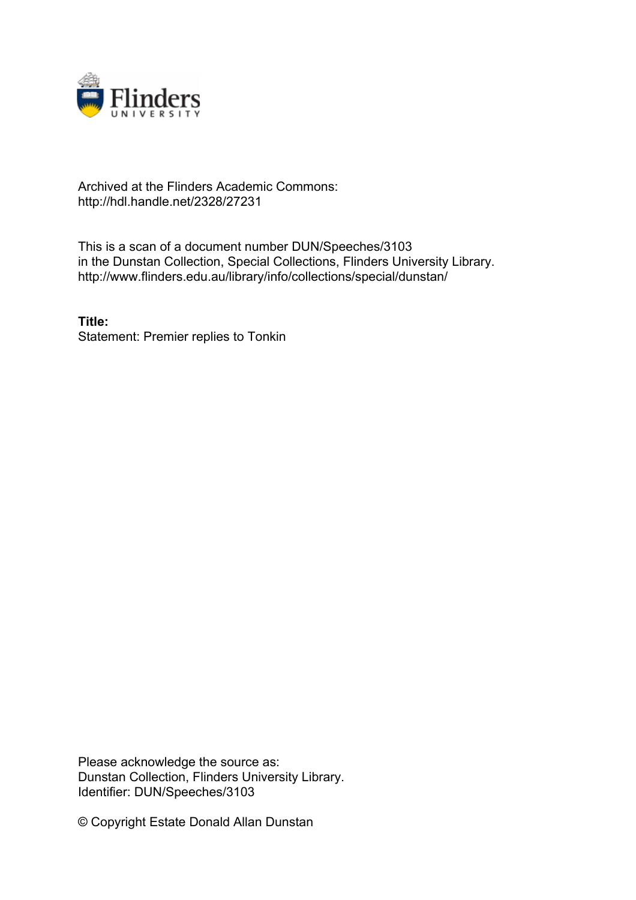Archived at the Flinders Academic Commons:
http://hdl.handle.net/2328/27231

This is a scan of a document number DUN/Speeches/3103
in the Dunstan Collection, Special Collections, Flinders University Library.
http://www.flinders.edu.au/library/info/collections/special/dunstan/

**Title:**
Statement: Premier replies to Tonkin

Please acknowledge the source as:
Dunstan Collection, Flinders University Library.
Identifier: DUN/Speeches/3103

© Copyright Estate Donald Allan Dunstan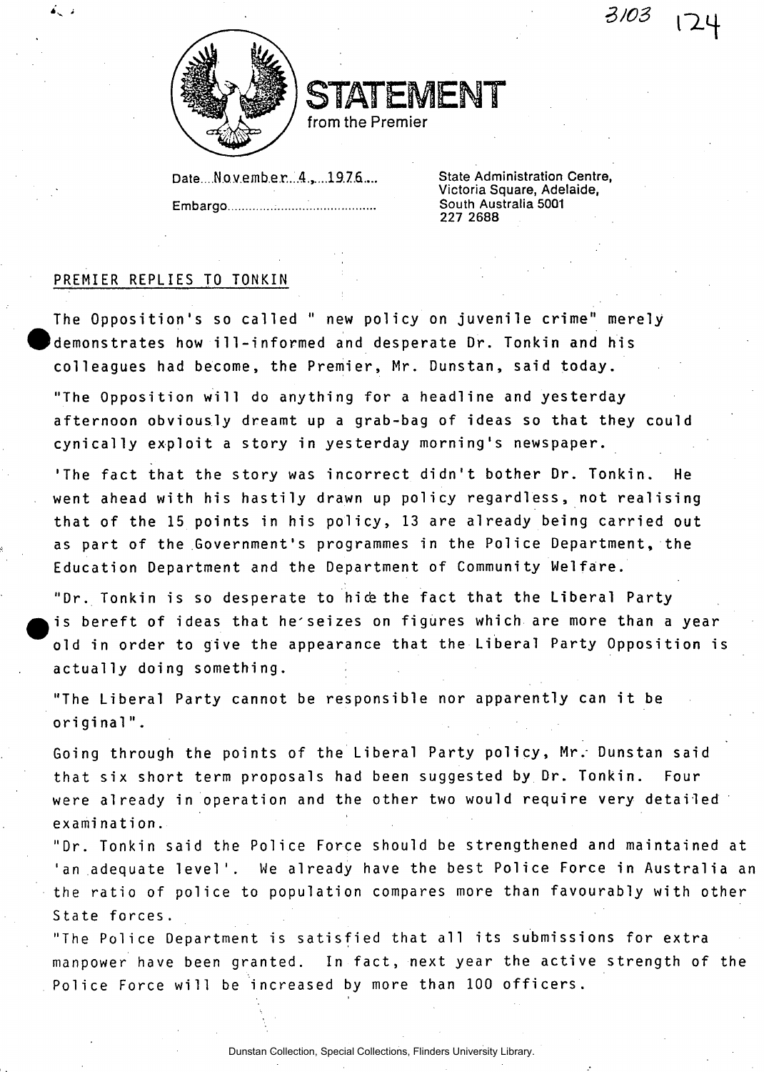# STATEMENT
from the Premier

Date....November 4, 1976....

Embargo..........................................

State Administration Centre,
Victoria Square, Adelaide,
South Australia 5001
227 2688

## PREMIER REPLIES TO TONKIN

The Opposition's so called " new policy on juvenile crime" merely demonstrates how ill-informed and desperate Dr. Tonkin and his colleagues had become, the Premier, Mr. Dunstan, said today.

"The Opposition will do anything for a headline and yesterday afternoon obviously dreamt up a grab-bag of ideas so that they could cynically exploit a story in yesterday morning's newspaper.

'The fact that the story was incorrect didn't bother Dr. Tonkin. He went ahead with his hastily drawn up policy regardless, not realising that of the 15 points in his policy, 13 are already being carried out as part of the Government's programmes in the Police Department, the Education Department and the Department of Community Welfare.

"Dr. Tonkin is so desperate to hide the fact that the Liberal Party is bereft of ideas that he seizes on figures which are more than a year old in order to give the appearance that the Liberal Party Opposition is actually doing something.

"The Liberal Party cannot be responsible nor apparently can it be original".

Going through the points of the Liberal Party policy, Mr. Dunstan said that six short term proposals had been suggested by Dr. Tonkin. Four were already in operation and the other two would require very detailed examination.

"Dr. Tonkin said the Police Force should be strengthened and maintained at 'an adequate level'. We already have the best Police Force in Australia an the ratio of police to population compares more than favourably with other State forces.

"The Police Department is satisfied that all its submissions for extra manpower have been granted. In fact, next year the active strength of the Police Force will be increased by more than 100 officers.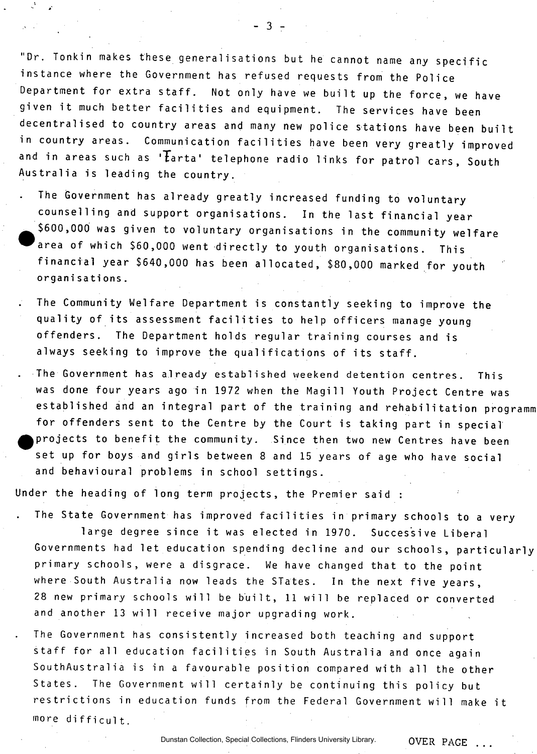"Dr. Tonkin makes these generalisations but he cannot name any specific instance where the Government has refused requests from the Police Department for extra staff. Not only have we built up the force, we have given it much better facilities and equipment. The services have been decentralised to country areas and many new police stations have been built in country areas. Communication facilities have been very greatly improved and in areas such as 'Tarta' telephone radio links for patrol cars, South Australia is leading the country.

- The Government has already greatly increased funding to voluntary counselling and support organisations. In the last financial year $600,000 was given to voluntary organisations in the community welfare area of which $60,000 went directly to youth organisations. This financial year $640,000 has been allocated, $80,000 marked for youth organisations.
- The Community Welfare Department is constantly seeking to improve the quality of its assessment facilities to help officers manage young offenders. The Department holds regular training courses and is always seeking to improve the qualifications of its staff.
- The Government has already established weekend detention centres. This was done four years ago in 1972 when the Magill Youth Project Centre was established and an integral part of the training and rehabilitation programm for offenders sent to the Centre by the Court is taking part in special projects to benefit the community. Since then two new Centres have been set up for boys and girls between 8 and 15 years of age who have social and behavioural problems in school settings.

Under the heading of long term projects, the Premier said :

- The State Government has improved facilities in primary schools to a very large degree since it was elected in 1970. Successive Liberal Governments had let education spending decline and our schools, particularly primary schools, were a disgrace. We have changed that to the point where South Australia now leads the STates. In the next five years, 28 new primary schools will be built, 11 will be replaced or converted and another 13 will receive major upgrading work.
- The Government has consistently increased both teaching and support staff for all education facilities in South Australia and once again SouthAustralia is in a favourable position compared with all the other States. The Government will certainly be continuing this policy but restrictions in education funds from the Federal Government will make it more difficult.

OVER PAGE ...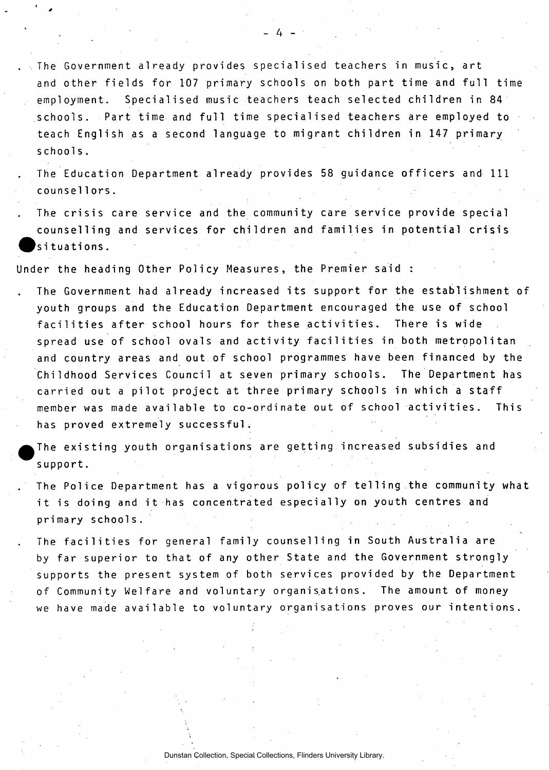- The Government already provides specialised teachers in music, art and other fields for 107 primary schools on both part time and full time employment. Specialised music teachers teach selected children in 84 schools. Part time and full time specialised teachers are employed to teach English as a second language to migrant children in 147 primary schools.
- The Education Department already provides 58 guidance officers and 111 counsellors.
- The crisis care service and the community care service provide special counselling and services for children and families in potential crisis situations.

Under the heading Other Policy Measures, the Premier said :

- The Government had already increased its support for the establishment of youth groups and the Education Department encouraged the use of school facilities after school hours for these activities. There is wide spread use of school ovals and activity facilities in both metropolitan and country areas and out of school programmes have been financed by the Childhood Services Council at seven primary schools. The Department has carried out a pilot project at three primary schools in which a staff member was made available to co-ordinate out of school activities. This has proved extremely successful.
- The existing youth organisations are getting increased subsidies and support.
- The Police Department has a vigorous policy of telling the community what it is doing and it has concentrated especially on youth centres and primary schools.
- The facilities for general family counselling in South Australia are by far superior to that of any other State and the Government strongly supports the present system of both services provided by the Department of Community Welfare and voluntary organisations. The amount of money we have made available to voluntary organisations proves our intentions.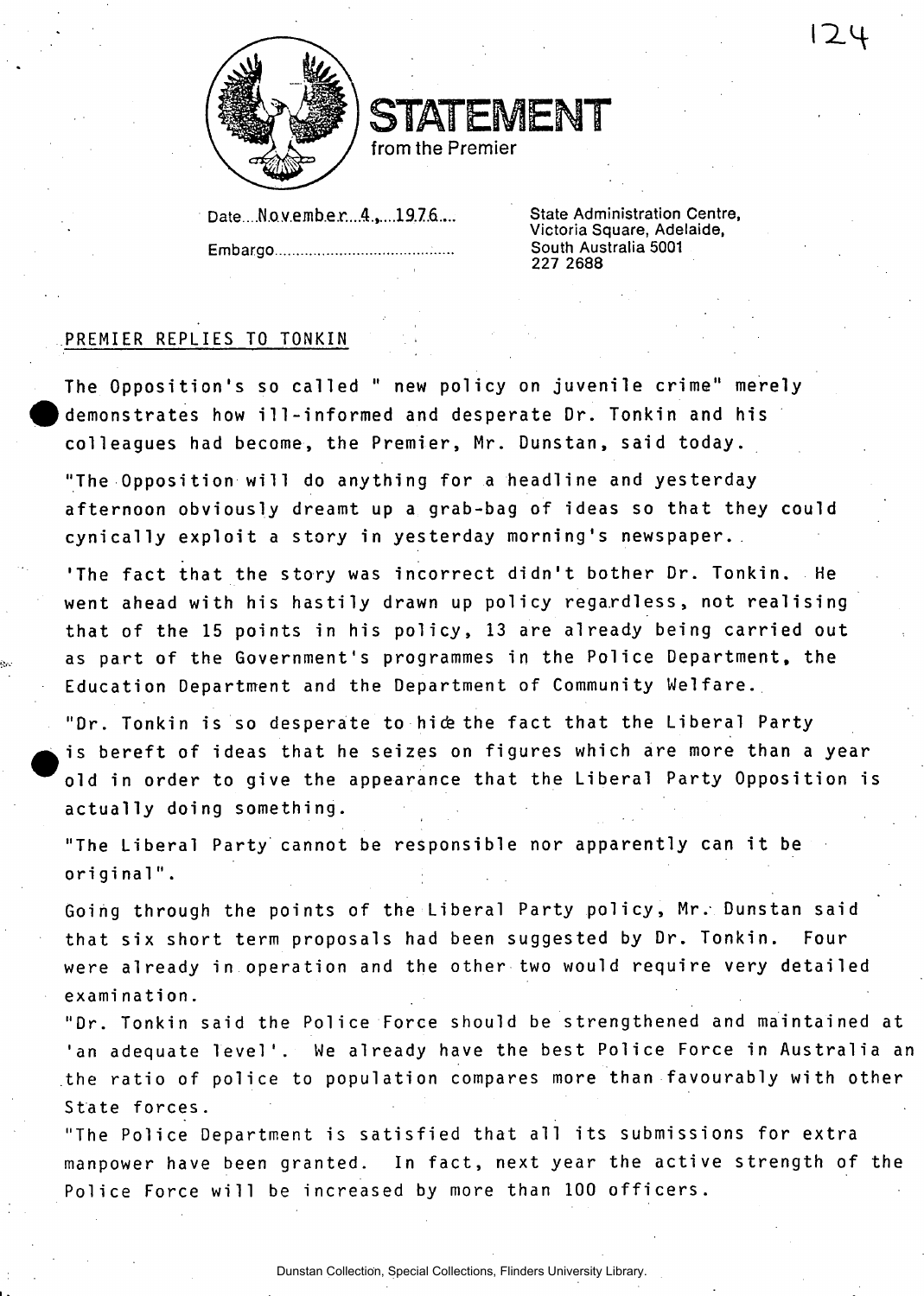# STATEMENT
from the Premier

Date....November 4, 1976....

Embargo..........................................

State Administration Centre,
Victoria Square, Adelaide,
South Australia 5001
227 2688

PREMIER REPLIES TO TONKIN

The Opposition's so called " new policy on juvenile crime" merely demonstrates how ill-informed and desperate Dr. Tonkin and his colleagues had become, the Premier, Mr. Dunstan, said today.

"The Opposition will do anything for a headline and yesterday afternoon obviously dreamt up a grab-bag of ideas so that they could cynically exploit a story in yesterday morning's newspaper.

'The fact that the story was incorrect didn't bother Dr. Tonkin. He went ahead with his hastily drawn up policy regardless, not realising that of the 15 points in his policy, 13 are already being carried out as part of the Government's programmes in the Police Department, the Education Department and the Department of Community Welfare.

"Dr. Tonkin is so desperate to hide the fact that the Liberal Party is bereft of ideas that he seizes on figures which are more than a year old in order to give the appearance that the Liberal Party Opposition is actually doing something.

"The Liberal Party cannot be responsible nor apparently can it be original".

Going through the points of the Liberal Party policy, Mr. Dunstan said that six short term proposals had been suggested by Dr. Tonkin. Four were already in operation and the other two would require very detailed examination.

"Dr. Tonkin said the Police Force should be strengthened and maintained at 'an adequate level'. We already have the best Police Force in Australia an the ratio of police to population compares more than favourably with other State forces.

"The Police Department is satisfied that all its submissions for extra manpower have been granted. In fact, next year the active strength of the Police Force will be increased by more than 100 officers.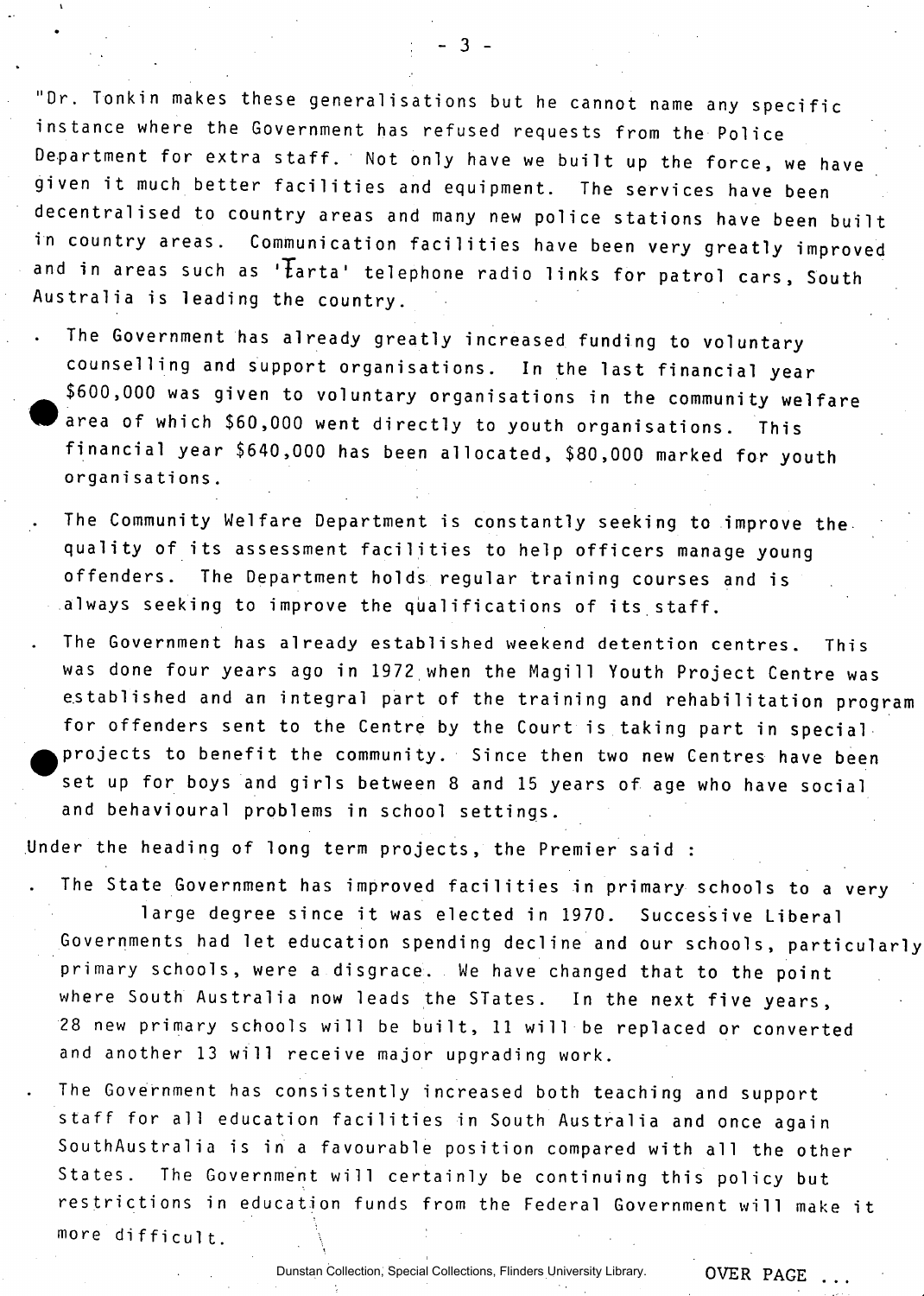"Dr. Tonkin makes these generalisations but he cannot name any specific instance where the Government has refused requests from the Police Department for extra staff. Not only have we built up the force, we have given it much better facilities and equipment. The services have been decentralised to country areas and many new police stations have been built in country areas. Communication facilities have been very greatly improved and in areas such as 'Tarta' telephone radio links for patrol cars, South Australia is leading the country.

- The Government has already greatly increased funding to voluntary counselling and support organisations. In the last financial year $600,000 was given to voluntary organisations in the community welfare area of which $60,000 went directly to youth organisations. This financial year $640,000 has been allocated, $80,000 marked for youth organisations.

- The Community Welfare Department is constantly seeking to improve the quality of its assessment facilities to help officers manage young offenders. The Department holds regular training courses and is always seeking to improve the qualifications of its staff.

- The Government has already established weekend detention centres. This was done four years ago in 1972 when the Magill Youth Project Centre was established and an integral part of the training and rehabilitation program for offenders sent to the Centre by the Court is taking part in special projects to benefit the community. Since then two new Centres have been set up for boys and girls between 8 and 15 years of age who have social and behavioural problems in school settings.

Under the heading of long term projects, the Premier said :

- The State Government has improved facilities in primary schools to a very large degree since it was elected in 1970. Successive Liberal Governments had let education spending decline and our schools, particularly primary schools, were a disgrace. We have changed that to the point where South Australia now leads the STates. In the next five years, 28 new primary schools will be built, 11 will be replaced or converted and another 13 will receive major upgrading work.

- The Government has consistently increased both teaching and support staff for all education facilities in South Australia and once again SouthAustralia is in a favourable position compared with all the other States. The Government will certainly be continuing this policy but restrictions in education funds from the Federal Government will make it more difficult.

OVER PAGE ...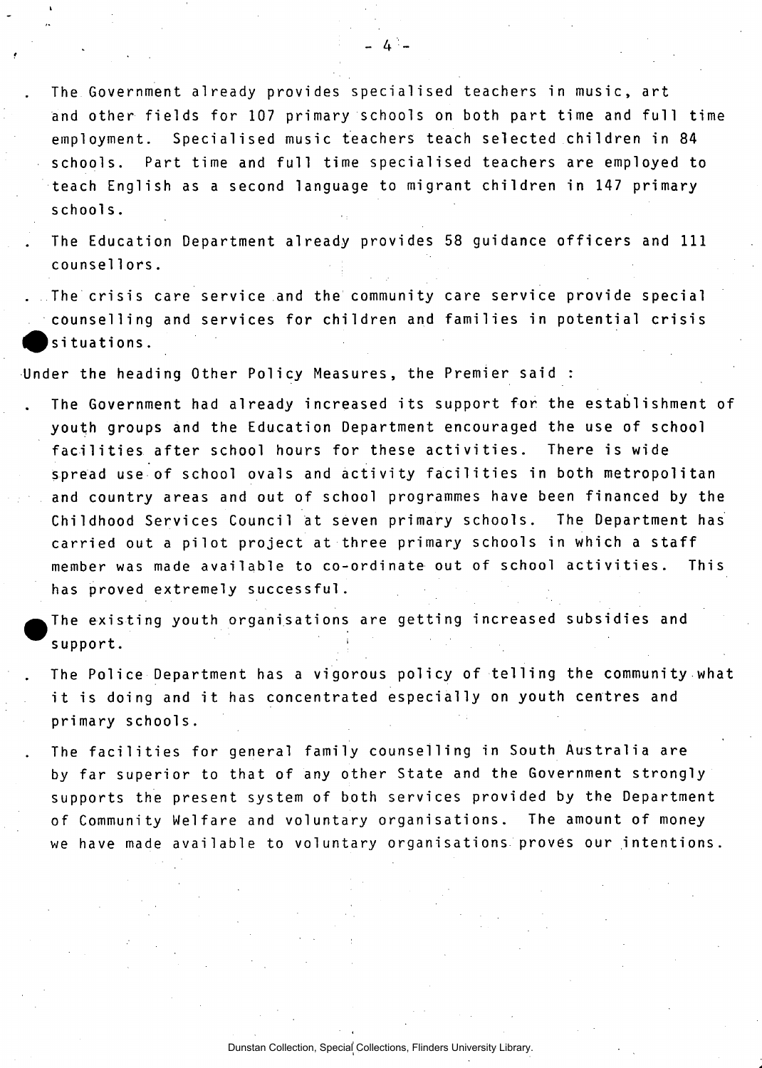- The Government already provides specialised teachers in music, art and other fields for 107 primary schools on both part time and full time employment. Specialised music teachers teach selected children in 84 schools. Part time and full time specialised teachers are employed to teach English as a second language to migrant children in 147 primary schools.
- The Education Department already provides 58 guidance officers and 111 counsellors.
- The crisis care service and the community care service provide special counselling and services for children and families in potential crisis situations.

Under the heading Other Policy Measures, the Premier said :

- The Government had already increased its support for the establishment of youth groups and the Education Department encouraged the use of school facilities after school hours for these activities. There is wide spread use of school ovals and activity facilities in both metropolitan and country areas and out of school programmes have been financed by the Childhood Services Council at seven primary schools. The Department has carried out a pilot project at three primary schools in which a staff member was made available to co-ordinate out of school activities. This has proved extremely successful.
- The existing youth organisations are getting increased subsidies and support.
- The Police Department has a vigorous policy of telling the community what it is doing and it has concentrated especially on youth centres and primary schools.
- The facilities for general family counselling in South Australia are by far superior to that of any other State and the Government strongly supports the present system of both services provided by the Department of Community Welfare and voluntary organisations. The amount of money we have made available to voluntary organisations proves our intentions.

Dunstan Collection, Special Collections, Flinders University Library.